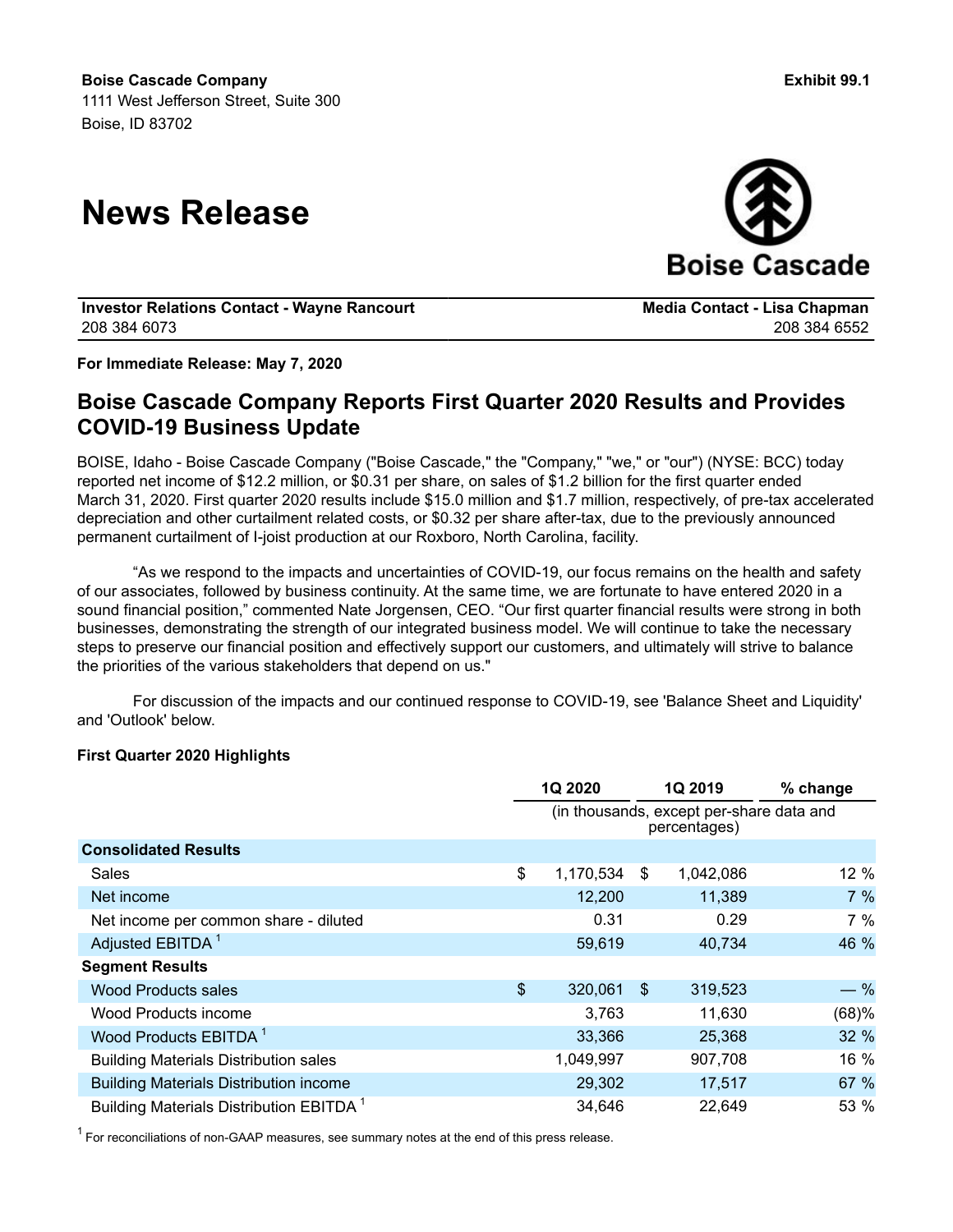**Boise Cascade Company**
1111 West Jefferson Street, Suite 300
Boise, ID 83702

**Exhibit 99.1**

# News Release

**Boise Cascade**

| **Investor Relations Contact - Wayne Rancourt** | **Media Contact - Lisa Chapman** |
|---|---|
| 208 384 6073 | 208 384 6552 |

**For Immediate Release: May 7, 2020**

## Boise Cascade Company Reports First Quarter 2020 Results and Provides COVID-19 Business Update

BOISE, Idaho - Boise Cascade Company ("Boise Cascade," the "Company," "we," or "our") (NYSE: BCC) today reported net income of $12.2 million, or $0.31 per share, on sales of $1.2 billion for the first quarter ended March 31, 2020. First quarter 2020 results include $15.0 million and $1.7 million, respectively, of pre-tax accelerated depreciation and other curtailment related costs, or $0.32 per share after-tax, due to the previously announced permanent curtailment of I-joist production at our Roxboro, North Carolina, facility.

"As we respond to the impacts and uncertainties of COVID-19, our focus remains on the health and safety of our associates, followed by business continuity. At the same time, we are fortunate to have entered 2020 in a sound financial position," commented Nate Jorgensen, CEO. "Our first quarter financial results were strong in both businesses, demonstrating the strength of our integrated business model. We will continue to take the necessary steps to preserve our financial position and effectively support our customers, and ultimately will strive to balance the priorities of the various stakeholders that depend on us."

For discussion of the impacts and our continued response to COVID-19, see 'Balance Sheet and Liquidity' and 'Outlook' below.

### First Quarter 2020 Highlights

| | 1Q 2020 | 1Q 2019 | % change |
|---|---|---|---|
| | (in thousands, except per-share data and percentages) | | |
| **Consolidated Results** | | | |
| Sales | $ 1,170,534 | $ 1,042,086 | 12 % |
| Net income | 12,200 | 11,389 | 7 % |
| Net income per common share - diluted | 0.31 | 0.29 | 7 % |
| Adjusted EBITDA [1] | 59,619 | 40,734 | 46 % |
| **Segment Results** | | | |
| Wood Products sales | $ 320,061 | $ 319,523 | — % |
| Wood Products income | 3,763 | 11,630 | (68)% |
| Wood Products EBITDA [1] | 33,366 | 25,368 | 32 % |
| Building Materials Distribution sales | 1,049,997 | 907,708 | 16 % |
| Building Materials Distribution income | 29,302 | 17,517 | 67 % |
| Building Materials Distribution EBITDA [1] | 34,646 | 22,649 | 53 % |

[1] For reconciliations of non-GAAP measures, see summary notes at the end of this press release.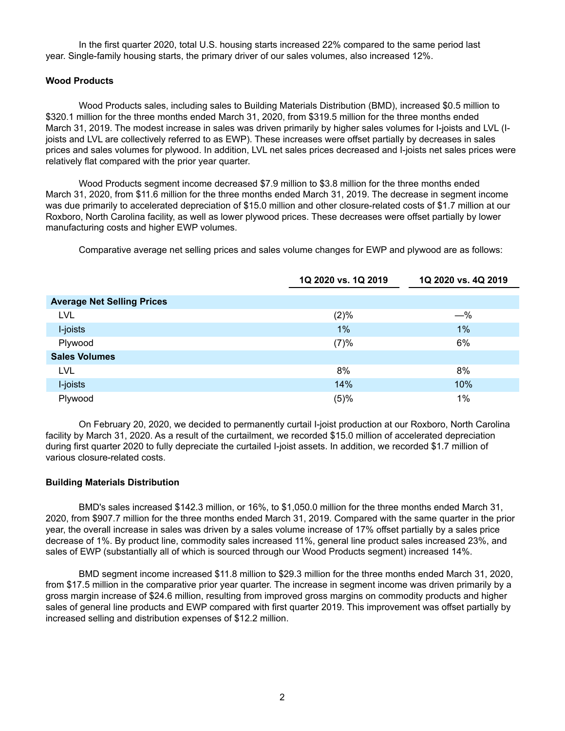In the first quarter 2020, total U.S. housing starts increased 22% compared to the same period last year. Single-family housing starts, the primary driver of our sales volumes, also increased 12%.

**Wood Products**

Wood Products sales, including sales to Building Materials Distribution (BMD), increased $0.5 million to $320.1 million for the three months ended March 31, 2020, from $319.5 million for the three months ended March 31, 2019. The modest increase in sales was driven primarily by higher sales volumes for I-joists and LVL (I-joists and LVL are collectively referred to as EWP). These increases were offset partially by decreases in sales prices and sales volumes for plywood. In addition, LVL net sales prices decreased and I-joists net sales prices were relatively flat compared with the prior year quarter.

Wood Products segment income decreased $7.9 million to $3.8 million for the three months ended March 31, 2020, from $11.6 million for the three months ended March 31, 2019. The decrease in segment income was due primarily to accelerated depreciation of $15.0 million and other closure-related costs of $1.7 million at our Roxboro, North Carolina facility, as well as lower plywood prices. These decreases were offset partially by lower manufacturing costs and higher EWP volumes.

Comparative average net selling prices and sales volume changes for EWP and plywood are as follows:

| | 1Q 2020 vs. 1Q 2019 | 1Q 2020 vs. 4Q 2019 |
|---|---|---|
| **Average Net Selling Prices** | | |
| LVL | (2)% | —% |
| I-joists | 1% | 1% |
| Plywood | (7)% | 6% |
| **Sales Volumes** | | |
| LVL | 8% | 8% |
| I-joists | 14% | 10% |
| Plywood | (5)% | 1% |

On February 20, 2020, we decided to permanently curtail I-joist production at our Roxboro, North Carolina facility by March 31, 2020. As a result of the curtailment, we recorded $15.0 million of accelerated depreciation during first quarter 2020 to fully depreciate the curtailed I-joist assets. In addition, we recorded $1.7 million of various closure-related costs.

**Building Materials Distribution**

BMD's sales increased $142.3 million, or 16%, to $1,050.0 million for the three months ended March 31, 2020, from $907.7 million for the three months ended March 31, 2019. Compared with the same quarter in the prior year, the overall increase in sales was driven by a sales volume increase of 17% offset partially by a sales price decrease of 1%. By product line, commodity sales increased 11%, general line product sales increased 23%, and sales of EWP (substantially all of which is sourced through our Wood Products segment) increased 14%.

BMD segment income increased $11.8 million to $29.3 million for the three months ended March 31, 2020, from $17.5 million in the comparative prior year quarter. The increase in segment income was driven primarily by a gross margin increase of $24.6 million, resulting from improved gross margins on commodity products and higher sales of general line products and EWP compared with first quarter 2019. This improvement was offset partially by increased selling and distribution expenses of $12.2 million.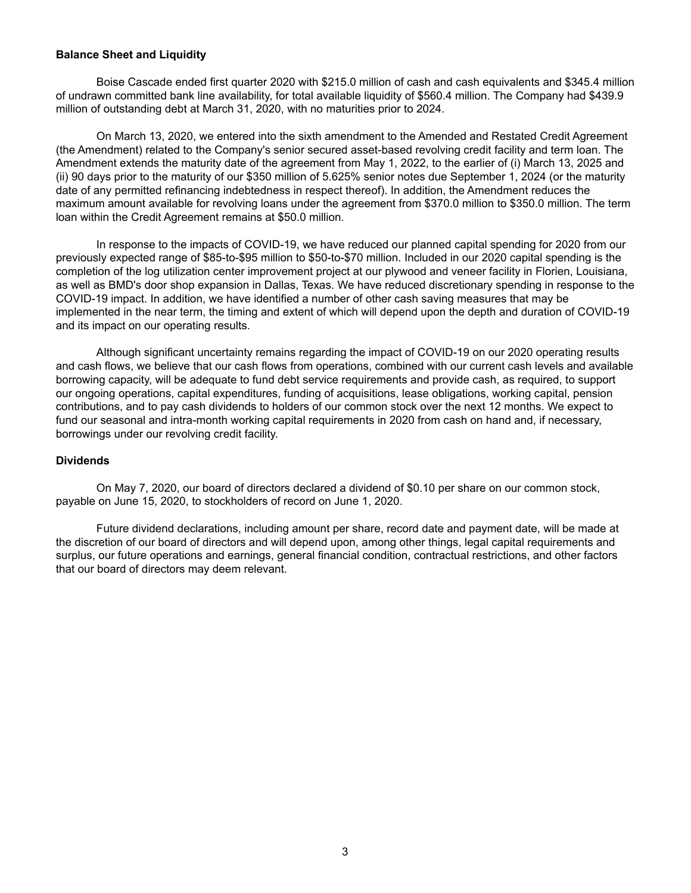**Balance Sheet and Liquidity**

Boise Cascade ended first quarter 2020 with $215.0 million of cash and cash equivalents and $345.4 million of undrawn committed bank line availability, for total available liquidity of $560.4 million. The Company had $439.9 million of outstanding debt at March 31, 2020, with no maturities prior to 2024.

On March 13, 2020, we entered into the sixth amendment to the Amended and Restated Credit Agreement (the Amendment) related to the Company's senior secured asset-based revolving credit facility and term loan. The Amendment extends the maturity date of the agreement from May 1, 2022, to the earlier of (i) March 13, 2025 and (ii) 90 days prior to the maturity of our $350 million of 5.625% senior notes due September 1, 2024 (or the maturity date of any permitted refinancing indebtedness in respect thereof). In addition, the Amendment reduces the maximum amount available for revolving loans under the agreement from $370.0 million to $350.0 million. The term loan within the Credit Agreement remains at $50.0 million.

In response to the impacts of COVID-19, we have reduced our planned capital spending for 2020 from our previously expected range of $85-to-$95 million to $50-to-$70 million. Included in our 2020 capital spending is the completion of the log utilization center improvement project at our plywood and veneer facility in Florien, Louisiana, as well as BMD's door shop expansion in Dallas, Texas. We have reduced discretionary spending in response to the COVID-19 impact. In addition, we have identified a number of other cash saving measures that may be implemented in the near term, the timing and extent of which will depend upon the depth and duration of COVID-19 and its impact on our operating results.

Although significant uncertainty remains regarding the impact of COVID-19 on our 2020 operating results and cash flows, we believe that our cash flows from operations, combined with our current cash levels and available borrowing capacity, will be adequate to fund debt service requirements and provide cash, as required, to support our ongoing operations, capital expenditures, funding of acquisitions, lease obligations, working capital, pension contributions, and to pay cash dividends to holders of our common stock over the next 12 months. We expect to fund our seasonal and intra-month working capital requirements in 2020 from cash on hand and, if necessary, borrowings under our revolving credit facility.

**Dividends**

On May 7, 2020, our board of directors declared a dividend of $0.10 per share on our common stock, payable on June 15, 2020, to stockholders of record on June 1, 2020.

Future dividend declarations, including amount per share, record date and payment date, will be made at the discretion of our board of directors and will depend upon, among other things, legal capital requirements and surplus, our future operations and earnings, general financial condition, contractual restrictions, and other factors that our board of directors may deem relevant.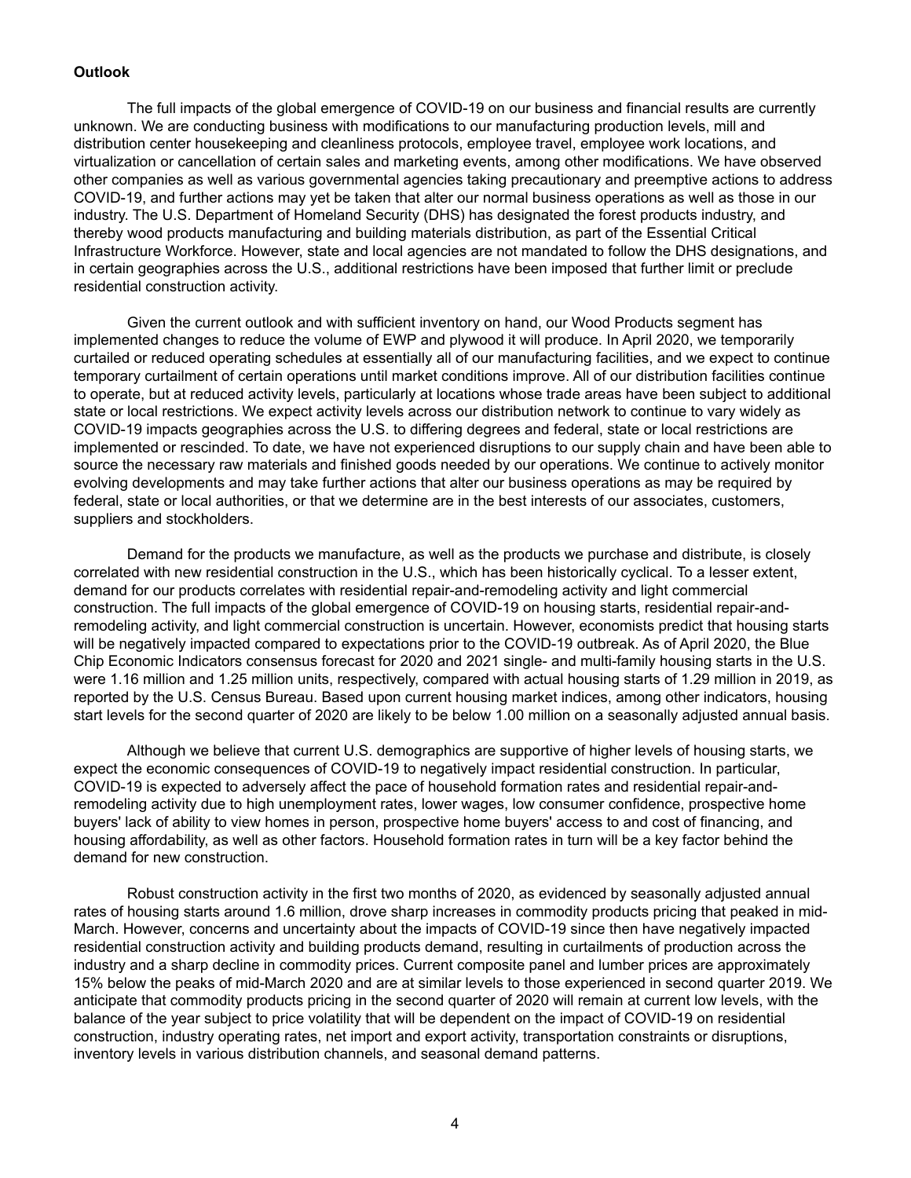**Outlook**

The full impacts of the global emergence of COVID-19 on our business and financial results are currently unknown. We are conducting business with modifications to our manufacturing production levels, mill and distribution center housekeeping and cleanliness protocols, employee travel, employee work locations, and virtualization or cancellation of certain sales and marketing events, among other modifications. We have observed other companies as well as various governmental agencies taking precautionary and preemptive actions to address COVID-19, and further actions may yet be taken that alter our normal business operations as well as those in our industry. The U.S. Department of Homeland Security (DHS) has designated the forest products industry, and thereby wood products manufacturing and building materials distribution, as part of the Essential Critical Infrastructure Workforce. However, state and local agencies are not mandated to follow the DHS designations, and in certain geographies across the U.S., additional restrictions have been imposed that further limit or preclude residential construction activity.

Given the current outlook and with sufficient inventory on hand, our Wood Products segment has implemented changes to reduce the volume of EWP and plywood it will produce. In April 2020, we temporarily curtailed or reduced operating schedules at essentially all of our manufacturing facilities, and we expect to continue temporary curtailment of certain operations until market conditions improve. All of our distribution facilities continue to operate, but at reduced activity levels, particularly at locations whose trade areas have been subject to additional state or local restrictions. We expect activity levels across our distribution network to continue to vary widely as COVID-19 impacts geographies across the U.S. to differing degrees and federal, state or local restrictions are implemented or rescinded. To date, we have not experienced disruptions to our supply chain and have been able to source the necessary raw materials and finished goods needed by our operations. We continue to actively monitor evolving developments and may take further actions that alter our business operations as may be required by federal, state or local authorities, or that we determine are in the best interests of our associates, customers, suppliers and stockholders.

Demand for the products we manufacture, as well as the products we purchase and distribute, is closely correlated with new residential construction in the U.S., which has been historically cyclical. To a lesser extent, demand for our products correlates with residential repair-and-remodeling activity and light commercial construction. The full impacts of the global emergence of COVID-19 on housing starts, residential repair-and-remodeling activity, and light commercial construction is uncertain. However, economists predict that housing starts will be negatively impacted compared to expectations prior to the COVID-19 outbreak. As of April 2020, the Blue Chip Economic Indicators consensus forecast for 2020 and 2021 single- and multi-family housing starts in the U.S. were 1.16 million and 1.25 million units, respectively, compared with actual housing starts of 1.29 million in 2019, as reported by the U.S. Census Bureau. Based upon current housing market indices, among other indicators, housing start levels for the second quarter of 2020 are likely to be below 1.00 million on a seasonally adjusted annual basis.

Although we believe that current U.S. demographics are supportive of higher levels of housing starts, we expect the economic consequences of COVID-19 to negatively impact residential construction. In particular, COVID-19 is expected to adversely affect the pace of household formation rates and residential repair-and-remodeling activity due to high unemployment rates, lower wages, low consumer confidence, prospective home buyers' lack of ability to view homes in person, prospective home buyers' access to and cost of financing, and housing affordability, as well as other factors. Household formation rates in turn will be a key factor behind the demand for new construction.

Robust construction activity in the first two months of 2020, as evidenced by seasonally adjusted annual rates of housing starts around 1.6 million, drove sharp increases in commodity products pricing that peaked in mid-March. However, concerns and uncertainty about the impacts of COVID-19 since then have negatively impacted residential construction activity and building products demand, resulting in curtailments of production across the industry and a sharp decline in commodity prices. Current composite panel and lumber prices are approximately 15% below the peaks of mid-March 2020 and are at similar levels to those experienced in second quarter 2019. We anticipate that commodity products pricing in the second quarter of 2020 will remain at current low levels, with the balance of the year subject to price volatility that will be dependent on the impact of COVID-19 on residential construction, industry operating rates, net import and export activity, transportation constraints or disruptions, inventory levels in various distribution channels, and seasonal demand patterns.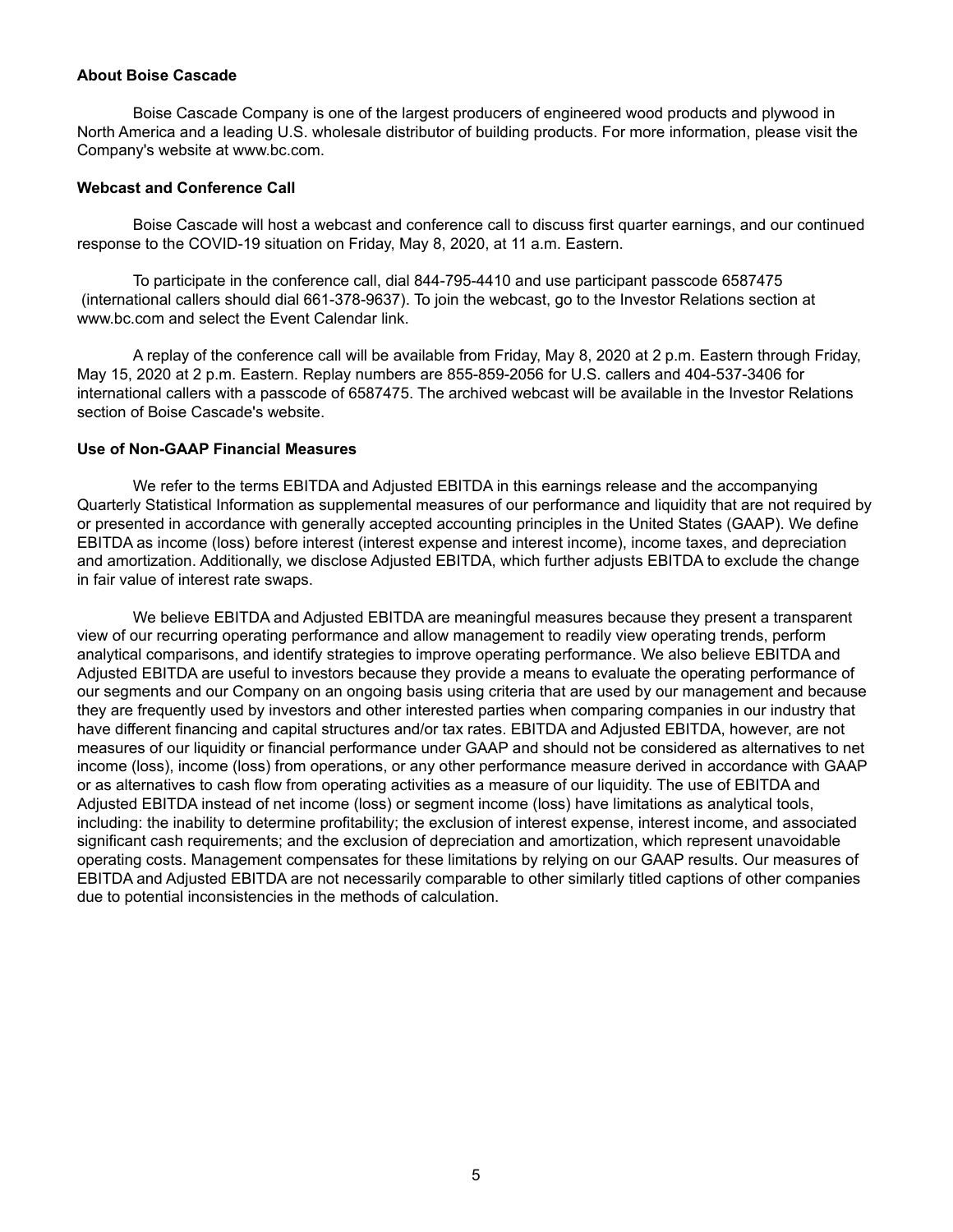**About Boise Cascade**

Boise Cascade Company is one of the largest producers of engineered wood products and plywood in North America and a leading U.S. wholesale distributor of building products. For more information, please visit the Company's website at www.bc.com.

**Webcast and Conference Call**

Boise Cascade will host a webcast and conference call to discuss first quarter earnings, and our continued response to the COVID-19 situation on Friday, May 8, 2020, at 11 a.m. Eastern.

To participate in the conference call, dial 844-795-4410 and use participant passcode 6587475 (international callers should dial 661-378-9637). To join the webcast, go to the Investor Relations section at www.bc.com and select the Event Calendar link.

A replay of the conference call will be available from Friday, May 8, 2020 at 2 p.m. Eastern through Friday, May 15, 2020 at 2 p.m. Eastern. Replay numbers are 855-859-2056 for U.S. callers and 404-537-3406 for international callers with a passcode of 6587475. The archived webcast will be available in the Investor Relations section of Boise Cascade's website.

**Use of Non-GAAP Financial Measures**

We refer to the terms EBITDA and Adjusted EBITDA in this earnings release and the accompanying Quarterly Statistical Information as supplemental measures of our performance and liquidity that are not required by or presented in accordance with generally accepted accounting principles in the United States (GAAP). We define EBITDA as income (loss) before interest (interest expense and interest income), income taxes, and depreciation and amortization. Additionally, we disclose Adjusted EBITDA, which further adjusts EBITDA to exclude the change in fair value of interest rate swaps.

We believe EBITDA and Adjusted EBITDA are meaningful measures because they present a transparent view of our recurring operating performance and allow management to readily view operating trends, perform analytical comparisons, and identify strategies to improve operating performance. We also believe EBITDA and Adjusted EBITDA are useful to investors because they provide a means to evaluate the operating performance of our segments and our Company on an ongoing basis using criteria that are used by our management and because they are frequently used by investors and other interested parties when comparing companies in our industry that have different financing and capital structures and/or tax rates. EBITDA and Adjusted EBITDA, however, are not measures of our liquidity or financial performance under GAAP and should not be considered as alternatives to net income (loss), income (loss) from operations, or any other performance measure derived in accordance with GAAP or as alternatives to cash flow from operating activities as a measure of our liquidity. The use of EBITDA and Adjusted EBITDA instead of net income (loss) or segment income (loss) have limitations as analytical tools, including: the inability to determine profitability; the exclusion of interest expense, interest income, and associated significant cash requirements; and the exclusion of depreciation and amortization, which represent unavoidable operating costs. Management compensates for these limitations by relying on our GAAP results. Our measures of EBITDA and Adjusted EBITDA are not necessarily comparable to other similarly titled captions of other companies due to potential inconsistencies in the methods of calculation.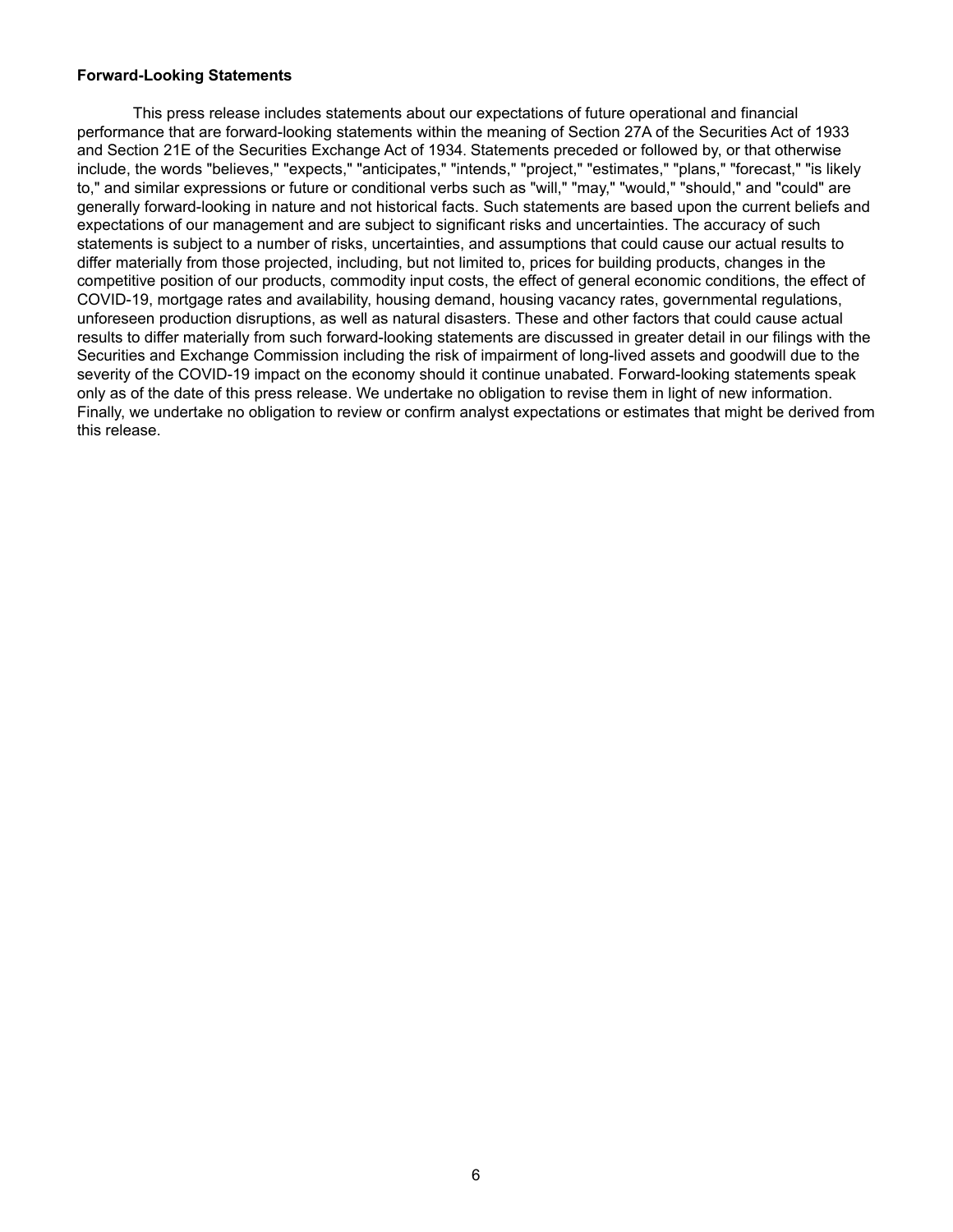**Forward-Looking Statements**

This press release includes statements about our expectations of future operational and financial performance that are forward-looking statements within the meaning of Section 27A of the Securities Act of 1933 and Section 21E of the Securities Exchange Act of 1934. Statements preceded or followed by, or that otherwise include, the words "believes," "expects," "anticipates," "intends," "project," "estimates," "plans," "forecast," "is likely to," and similar expressions or future or conditional verbs such as "will," "may," "would," "should," and "could" are generally forward-looking in nature and not historical facts. Such statements are based upon the current beliefs and expectations of our management and are subject to significant risks and uncertainties. The accuracy of such statements is subject to a number of risks, uncertainties, and assumptions that could cause our actual results to differ materially from those projected, including, but not limited to, prices for building products, changes in the competitive position of our products, commodity input costs, the effect of general economic conditions, the effect of COVID-19, mortgage rates and availability, housing demand, housing vacancy rates, governmental regulations, unforeseen production disruptions, as well as natural disasters. These and other factors that could cause actual results to differ materially from such forward-looking statements are discussed in greater detail in our filings with the Securities and Exchange Commission including the risk of impairment of long-lived assets and goodwill due to the severity of the COVID-19 impact on the economy should it continue unabated. Forward-looking statements speak only as of the date of this press release. We undertake no obligation to revise them in light of new information. Finally, we undertake no obligation to review or confirm analyst expectations or estimates that might be derived from this release.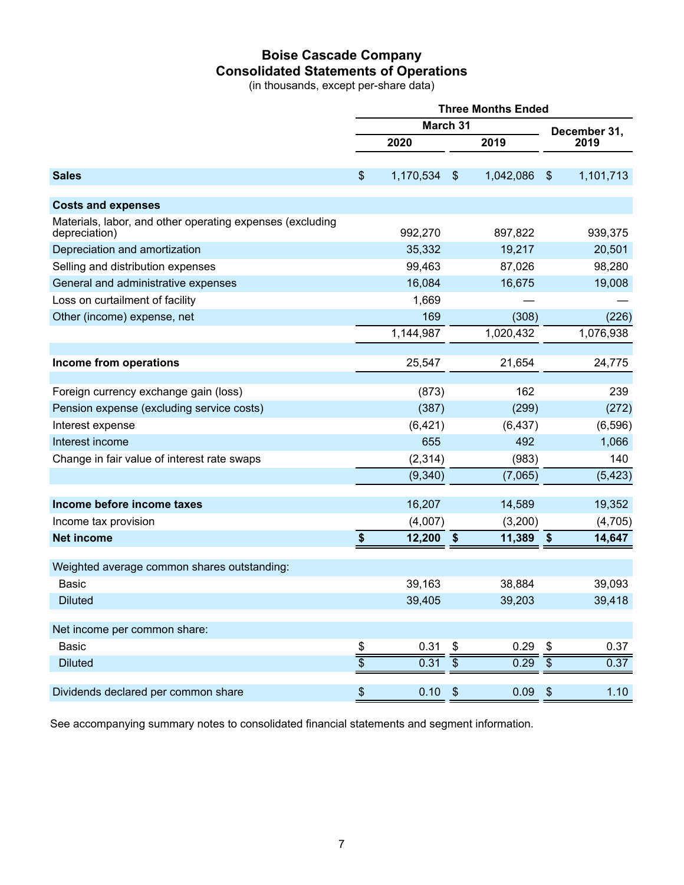# Boise Cascade Company
## Consolidated Statements of Operations
(in thousands, except per-share data)

| | Three Months Ended | | |
|---|---|---|---|
| | March 31 | | December 31, |
| | 2020 | 2019 | 2019 |
| **Sales** | $ 1,170,534 | $ 1,042,086 | $ 1,101,713 |
| **Costs and expenses** | | | |
| Materials, labor, and other operating expenses (excluding depreciation) | 992,270 | 897,822 | 939,375 |
| Depreciation and amortization | 35,332 | 19,217 | 20,501 |
| Selling and distribution expenses | 99,463 | 87,026 | 98,280 |
| General and administrative expenses | 16,084 | 16,675 | 19,008 |
| Loss on curtailment of facility | 1,669 | — | — |
| Other (income) expense, net | 169 | (308) | (226) |
| | 1,144,987 | 1,020,432 | 1,076,938 |
| **Income from operations** | 25,547 | 21,654 | 24,775 |
| Foreign currency exchange gain (loss) | (873) | 162 | 239 |
| Pension expense (excluding service costs) | (387) | (299) | (272) |
| Interest expense | (6,421) | (6,437) | (6,596) |
| Interest income | 655 | 492 | 1,066 |
| Change in fair value of interest rate swaps | (2,314) | (983) | 140 |
| | (9,340) | (7,065) | (5,423) |
| **Income before income taxes** | 16,207 | 14,589 | 19,352 |
| Income tax provision | (4,007) | (3,200) | (4,705) |
| **Net income** | **$ 12,200** | **$ 11,389** | **$ 14,647** |
| Weighted average common shares outstanding: | | | |
| Basic | 39,163 | 38,884 | 39,093 |
| Diluted | 39,405 | 39,203 | 39,418 |
| Net income per common share: | | | |
| Basic | $ 0.31 | $ 0.29 | $ 0.37 |
| Diluted | $ 0.31 | $ 0.29 | $ 0.37 |
| Dividends declared per common share | $ 0.10 | $ 0.09 | $ 1.10 |

See accompanying summary notes to consolidated financial statements and segment information.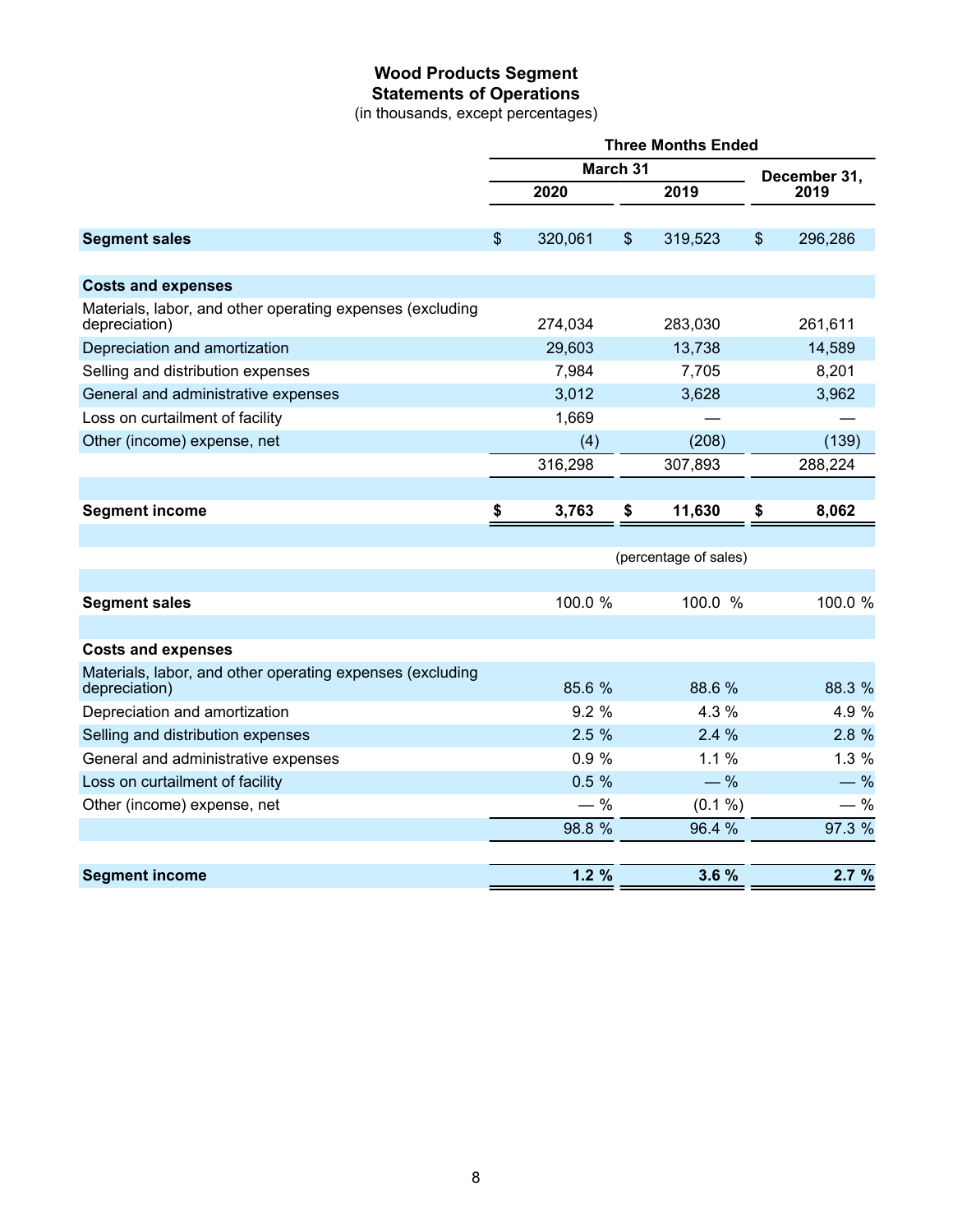# Wood Products Segment
## Statements of Operations
(in thousands, except percentages)

| | Three Months Ended | | |
|---|---|---|---|
| | March 31 | | December 31, |
| | 2020 | 2019 | 2019 |
| **Segment sales** | $ 320,061 | $ 319,523 | $ 296,286 |
| **Costs and expenses** | | | |
| Materials, labor, and other operating expenses (excluding depreciation) | 274,034 | 283,030 | 261,611 |
| Depreciation and amortization | 29,603 | 13,738 | 14,589 |
| Selling and distribution expenses | 7,984 | 7,705 | 8,201 |
| General and administrative expenses | 3,012 | 3,628 | 3,962 |
| Loss on curtailment of facility | 1,669 | — | — |
| Other (income) expense, net | (4) | (208) | (139) |
| | 316,298 | 307,893 | 288,224 |
| **Segment income** | **$ 3,763** | **$ 11,630** | **$ 8,062** |
| | (percentage of sales) | | |
| **Segment sales** | 100.0 % | 100.0 % | 100.0 % |
| **Costs and expenses** | | | |
| Materials, labor, and other operating expenses (excluding depreciation) | 85.6 % | 88.6 % | 88.3 % |
| Depreciation and amortization | 9.2 % | 4.3 % | 4.9 % |
| Selling and distribution expenses | 2.5 % | 2.4 % | 2.8 % |
| General and administrative expenses | 0.9 % | 1.1 % | 1.3 % |
| Loss on curtailment of facility | 0.5 % | — % | — % |
| Other (income) expense, net | — % | (0.1 %) | — % |
| | 98.8 % | 96.4 % | 97.3 % |
| **Segment income** | **1.2 %** | **3.6 %** | **2.7 %** |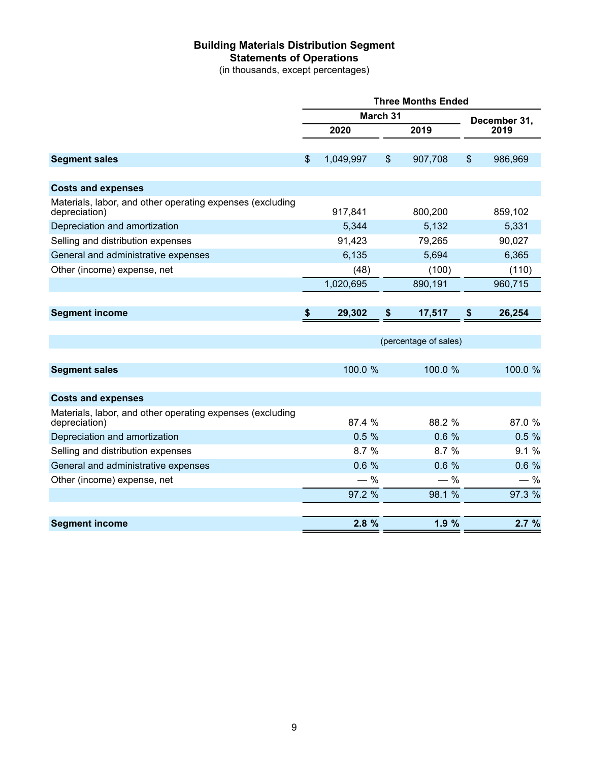# Building Materials Distribution Segment
## Statements of Operations
(in thousands, except percentages)

| | Three Months Ended | | |
|---|---|---|---|
| | March 31 | | December 31, |
| | 2020 | 2019 | 2019 |
| **Segment sales** | $ 1,049,997 | $ 907,708 | $ 986,969 |
| **Costs and expenses** | | | |
| Materials, labor, and other operating expenses (excluding depreciation) | 917,841 | 800,200 | 859,102 |
| Depreciation and amortization | 5,344 | 5,132 | 5,331 |
| Selling and distribution expenses | 91,423 | 79,265 | 90,027 |
| General and administrative expenses | 6,135 | 5,694 | 6,365 |
| Other (income) expense, net | (48) | (100) | (110) |
| | 1,020,695 | 890,191 | 960,715 |
| **Segment income** | **$ 29,302** | **$ 17,517** | **$ 26,254** |
| | (percentage of sales) | | |
| **Segment sales** | 100.0 % | 100.0 % | 100.0 % |
| **Costs and expenses** | | | |
| Materials, labor, and other operating expenses (excluding depreciation) | 87.4 % | 88.2 % | 87.0 % |
| Depreciation and amortization | 0.5 % | 0.6 % | 0.5 % |
| Selling and distribution expenses | 8.7 % | 8.7 % | 9.1 % |
| General and administrative expenses | 0.6 % | 0.6 % | 0.6 % |
| Other (income) expense, net | — % | — % | — % |
| | 97.2 % | 98.1 % | 97.3 % |
| **Segment income** | **2.8 %** | **1.9 %** | **2.7 %** |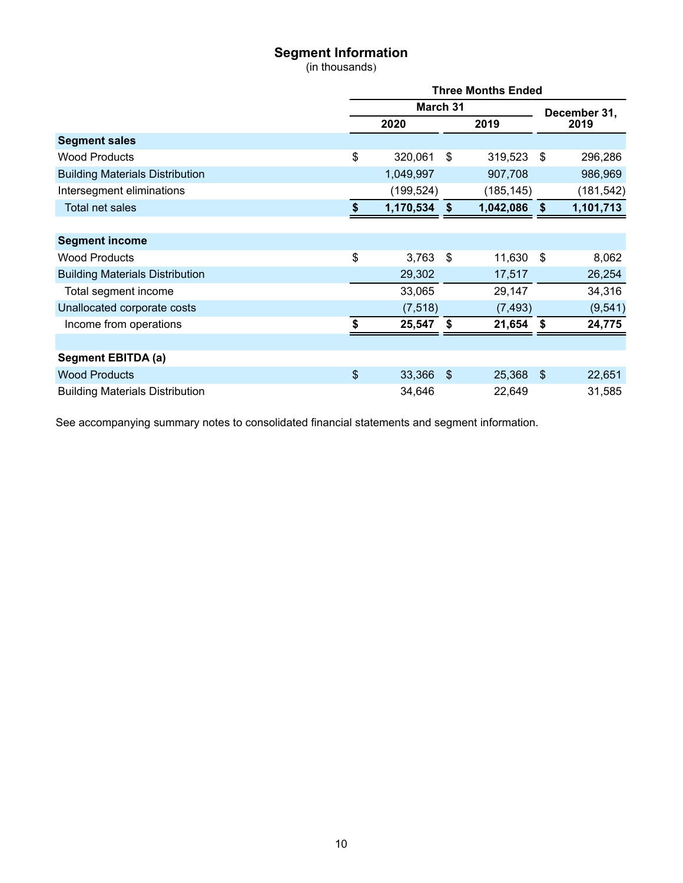# Segment Information

(in thousands)

| | Three Months Ended | | |
|---|---|---|---|
| | March 31 | | December 31, |
| | 2020 | 2019 | 2019 |
| **Segment sales** | | | |
| Wood Products | $ 320,061 | $ 319,523 | $ 296,286 |
| Building Materials Distribution | 1,049,997 | 907,708 | 986,969 |
| Intersegment eliminations | (199,524) | (185,145) | (181,542) |
| Total net sales | **$ 1,170,534** | **$ 1,042,086** | **$ 1,101,713** |
| | | | |
| **Segment income** | | | |
| Wood Products | $ 3,763 | $ 11,630 | $ 8,062 |
| Building Materials Distribution | 29,302 | 17,517 | 26,254 |
| Total segment income | 33,065 | 29,147 | 34,316 |
| Unallocated corporate costs | (7,518) | (7,493) | (9,541) |
| Income from operations | **$ 25,547** | **$ 21,654** | **$ 24,775** |
| | | | |
| **Segment EBITDA (a)** | | | |
| Wood Products | $ 33,366 | $ 25,368 | $ 22,651 |
| Building Materials Distribution | 34,646 | 22,649 | 31,585 |

See accompanying summary notes to consolidated financial statements and segment information.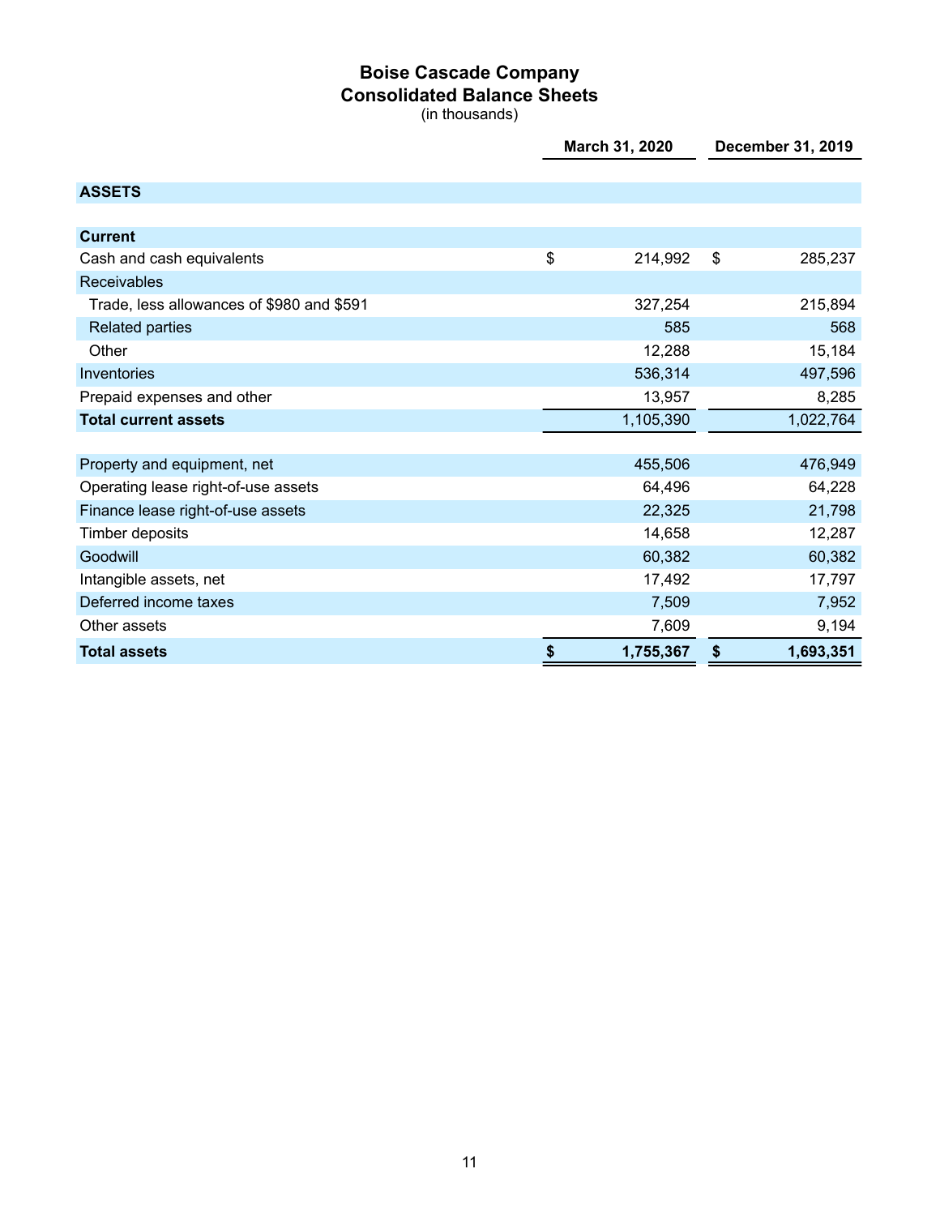# Boise Cascade Company
## Consolidated Balance Sheets
(in thousands)

| | March 31, 2020 | December 31, 2019 |
|---|---|---|
| **ASSETS** | | |
| **Current** | | |
| Cash and cash equivalents | $ 214,992 | $ 285,237 |
| Receivables | | |
| Trade, less allowances of $980 and $591 | 327,254 | 215,894 |
| Related parties | 585 | 568 |
| Other | 12,288 | 15,184 |
| Inventories | 536,314 | 497,596 |
| Prepaid expenses and other | 13,957 | 8,285 |
| **Total current assets** | 1,105,390 | 1,022,764 |
| | | |
| Property and equipment, net | 455,506 | 476,949 |
| Operating lease right-of-use assets | 64,496 | 64,228 |
| Finance lease right-of-use assets | 22,325 | 21,798 |
| Timber deposits | 14,658 | 12,287 |
| Goodwill | 60,382 | 60,382 |
| Intangible assets, net | 17,492 | 17,797 |
| Deferred income taxes | 7,509 | 7,952 |
| Other assets | 7,609 | 9,194 |
| **Total assets** | **$ 1,755,367** | **$ 1,693,351** |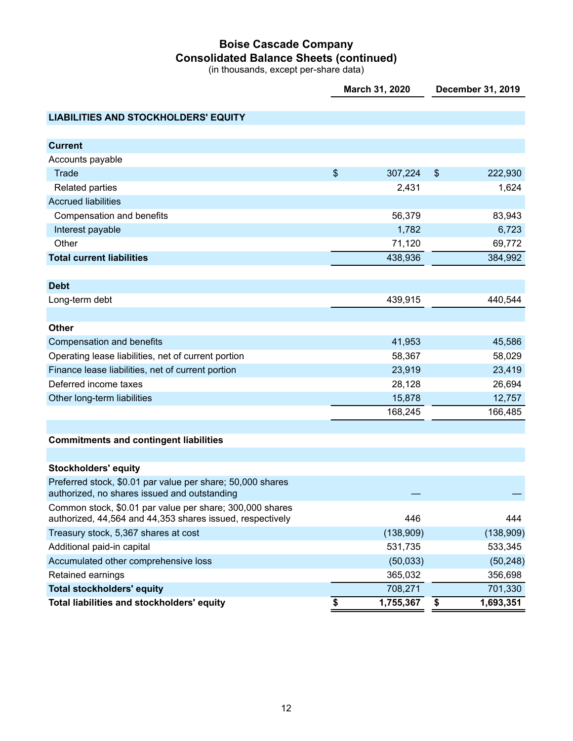# Boise Cascade Company
## Consolidated Balance Sheets (continued)
(in thousands, except per-share data)

| | March 31, 2020 | December 31, 2019 |
|---|---|---|
| **LIABILITIES AND STOCKHOLDERS' EQUITY** | | |
| **Current** | | |
| Accounts payable | | |
| Trade | $ 307,224 | $ 222,930 |
| Related parties | 2,431 | 1,624 |
| Accrued liabilities | | |
| Compensation and benefits | 56,379 | 83,943 |
| Interest payable | 1,782 | 6,723 |
| Other | 71,120 | 69,772 |
| **Total current liabilities** | 438,936 | 384,992 |
| **Debt** | | |
| Long-term debt | 439,915 | 440,544 |
| **Other** | | |
| Compensation and benefits | 41,953 | 45,586 |
| Operating lease liabilities, net of current portion | 58,367 | 58,029 |
| Finance lease liabilities, net of current portion | 23,919 | 23,419 |
| Deferred income taxes | 28,128 | 26,694 |
| Other long-term liabilities | 15,878 | 12,757 |
| | 168,245 | 166,485 |
| **Commitments and contingent liabilities** | | |
| **Stockholders' equity** | | |
| Preferred stock, $0.01 par value per share; 50,000 shares authorized, no shares issued and outstanding | — | — |
| Common stock, $0.01 par value per share; 300,000 shares authorized, 44,564 and 44,353 shares issued, respectively | 446 | 444 |
| Treasury stock, 5,367 shares at cost | (138,909) | (138,909) |
| Additional paid-in capital | 531,735 | 533,345 |
| Accumulated other comprehensive loss | (50,033) | (50,248) |
| Retained earnings | 365,032 | 356,698 |
| **Total stockholders' equity** | 708,271 | 701,330 |
| **Total liabilities and stockholders' equity** | **$ 1,755,367** | **$ 1,693,351** |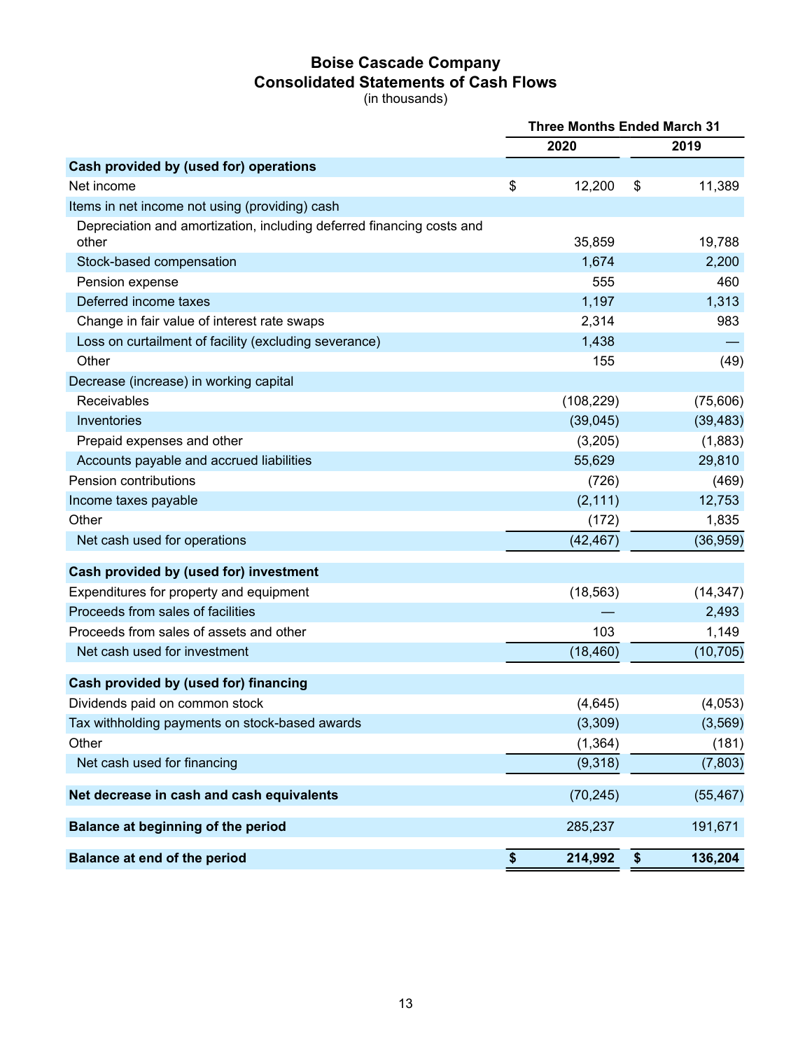# Boise Cascade Company
## Consolidated Statements of Cash Flows
(in thousands)

| | Three Months Ended March 31 | |
|---|---|---|
| | 2020 | 2019 |
| **Cash provided by (used for) operations** | | |
| Net income | $ 12,200 | $ 11,389 |
| Items in net income not using (providing) cash | | |
| Depreciation and amortization, including deferred financing costs and other | 35,859 | 19,788 |
| Stock-based compensation | 1,674 | 2,200 |
| Pension expense | 555 | 460 |
| Deferred income taxes | 1,197 | 1,313 |
| Change in fair value of interest rate swaps | 2,314 | 983 |
| Loss on curtailment of facility (excluding severance) | 1,438 | — |
| Other | 155 | (49) |
| Decrease (increase) in working capital | | |
| Receivables | (108,229) | (75,606) |
| Inventories | (39,045) | (39,483) |
| Prepaid expenses and other | (3,205) | (1,883) |
| Accounts payable and accrued liabilities | 55,629 | 29,810 |
| Pension contributions | (726) | (469) |
| Income taxes payable | (2,111) | 12,753 |
| Other | (172) | 1,835 |
| Net cash used for operations | (42,467) | (36,959) |
| **Cash provided by (used for) investment** | | |
| Expenditures for property and equipment | (18,563) | (14,347) |
| Proceeds from sales of facilities | — | 2,493 |
| Proceeds from sales of assets and other | 103 | 1,149 |
| Net cash used for investment | (18,460) | (10,705) |
| **Cash provided by (used for) financing** | | |
| Dividends paid on common stock | (4,645) | (4,053) |
| Tax withholding payments on stock-based awards | (3,309) | (3,569) |
| Other | (1,364) | (181) |
| Net cash used for financing | (9,318) | (7,803) |
| **Net decrease in cash and cash equivalents** | (70,245) | (55,467) |
| **Balance at beginning of the period** | 285,237 | 191,671 |
| **Balance at end of the period** | **$ 214,992** | **$ 136,204** |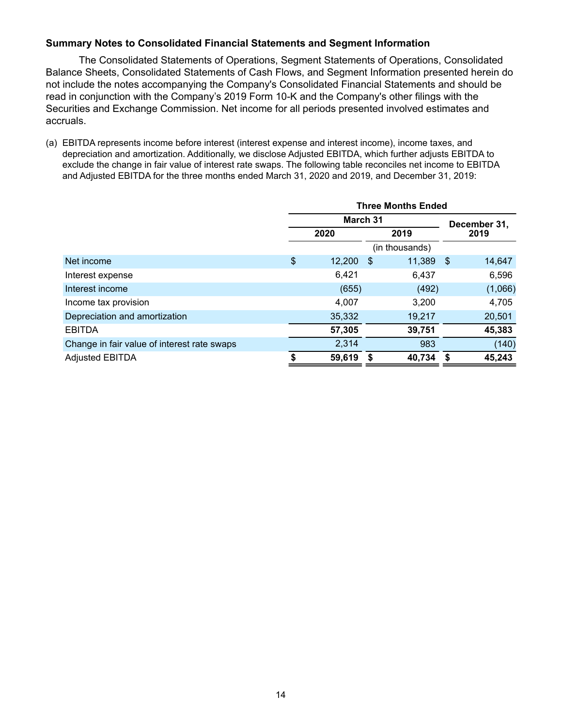**Summary Notes to Consolidated Financial Statements and Segment Information**

The Consolidated Statements of Operations, Segment Statements of Operations, Consolidated Balance Sheets, Consolidated Statements of Cash Flows, and Segment Information presented herein do not include the notes accompanying the Company's Consolidated Financial Statements and should be read in conjunction with the Company's 2019 Form 10-K and the Company's other filings with the Securities and Exchange Commission. Net income for all periods presented involved estimates and accruals.

(a) EBITDA represents income before interest (interest expense and interest income), income taxes, and depreciation and amortization. Additionally, we disclose Adjusted EBITDA, which further adjusts EBITDA to exclude the change in fair value of interest rate swaps. The following table reconciles net income to EBITDA and Adjusted EBITDA for the three months ended March 31, 2020 and 2019, and December 31, 2019:

| | Three Months Ended | | |
|---|---|---|---|
| | March 31 | | December 31, |
| | 2020 | 2019 | 2019 |
| | | (in thousands) | |
| Net income | $ 12,200 | $ 11,389 | $ 14,647 |
| Interest expense | 6,421 | 6,437 | 6,596 |
| Interest income | (655) | (492) | (1,066) |
| Income tax provision | 4,007 | 3,200 | 4,705 |
| Depreciation and amortization | 35,332 | 19,217 | 20,501 |
| **EBITDA** | **57,305** | **39,751** | **45,383** |
| Change in fair value of interest rate swaps | 2,314 | 983 | (140) |
| Adjusted EBITDA | **$ 59,619** | **$ 40,734** | **$ 45,243** |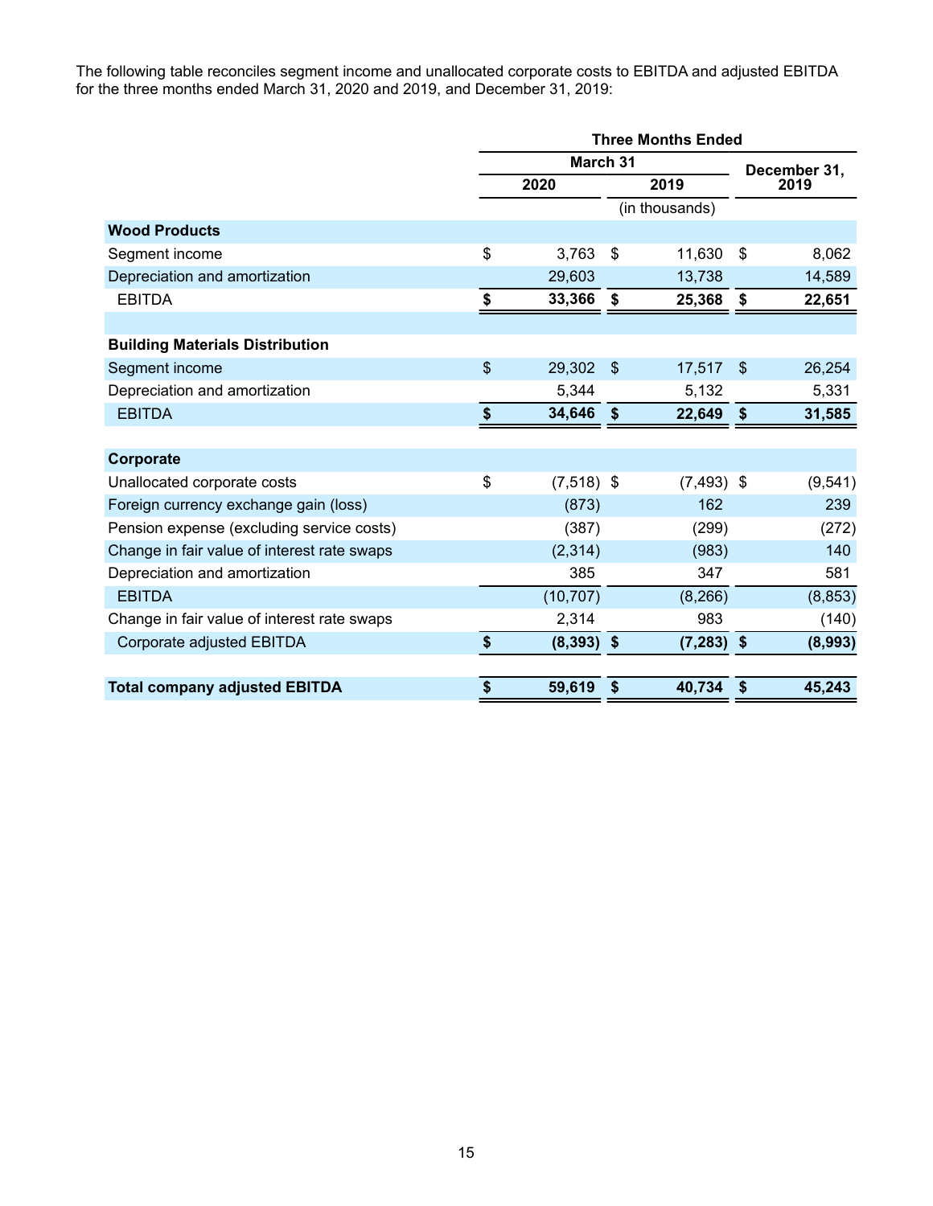The following table reconciles segment income and unallocated corporate costs to EBITDA and adjusted EBITDA for the three months ended March 31, 2020 and 2019, and December 31, 2019:

| | Three Months Ended | | |
|---|---|---|---|
| | March 31 | | December 31, |
| | 2020 | 2019 | 2019 |
| | | (in thousands) | |
| **Wood Products** | | | |
| Segment income | $ 3,763 | $ 11,630 | $ 8,062 |
| Depreciation and amortization | 29,603 | 13,738 | 14,589 |
| EBITDA | **$ 33,366** | **$ 25,368** | **$ 22,651** |
| | | | |
| **Building Materials Distribution** | | | |
| Segment income | $ 29,302 | $ 17,517 | $ 26,254 |
| Depreciation and amortization | 5,344 | 5,132 | 5,331 |
| EBITDA | **$ 34,646** | **$ 22,649** | **$ 31,585** |
| | | | |
| **Corporate** | | | |
| Unallocated corporate costs | $ (7,518) | $ (7,493) | $ (9,541) |
| Foreign currency exchange gain (loss) | (873) | 162 | 239 |
| Pension expense (excluding service costs) | (387) | (299) | (272) |
| Change in fair value of interest rate swaps | (2,314) | (983) | 140 |
| Depreciation and amortization | 385 | 347 | 581 |
| EBITDA | (10,707) | (8,266) | (8,853) |
| Change in fair value of interest rate swaps | 2,314 | 983 | (140) |
| Corporate adjusted EBITDA | **$ (8,393)** | **$ (7,283)** | **$ (8,993)** |
| | | | |
| **Total company adjusted EBITDA** | **$ 59,619** | **$ 40,734** | **$ 45,243** |